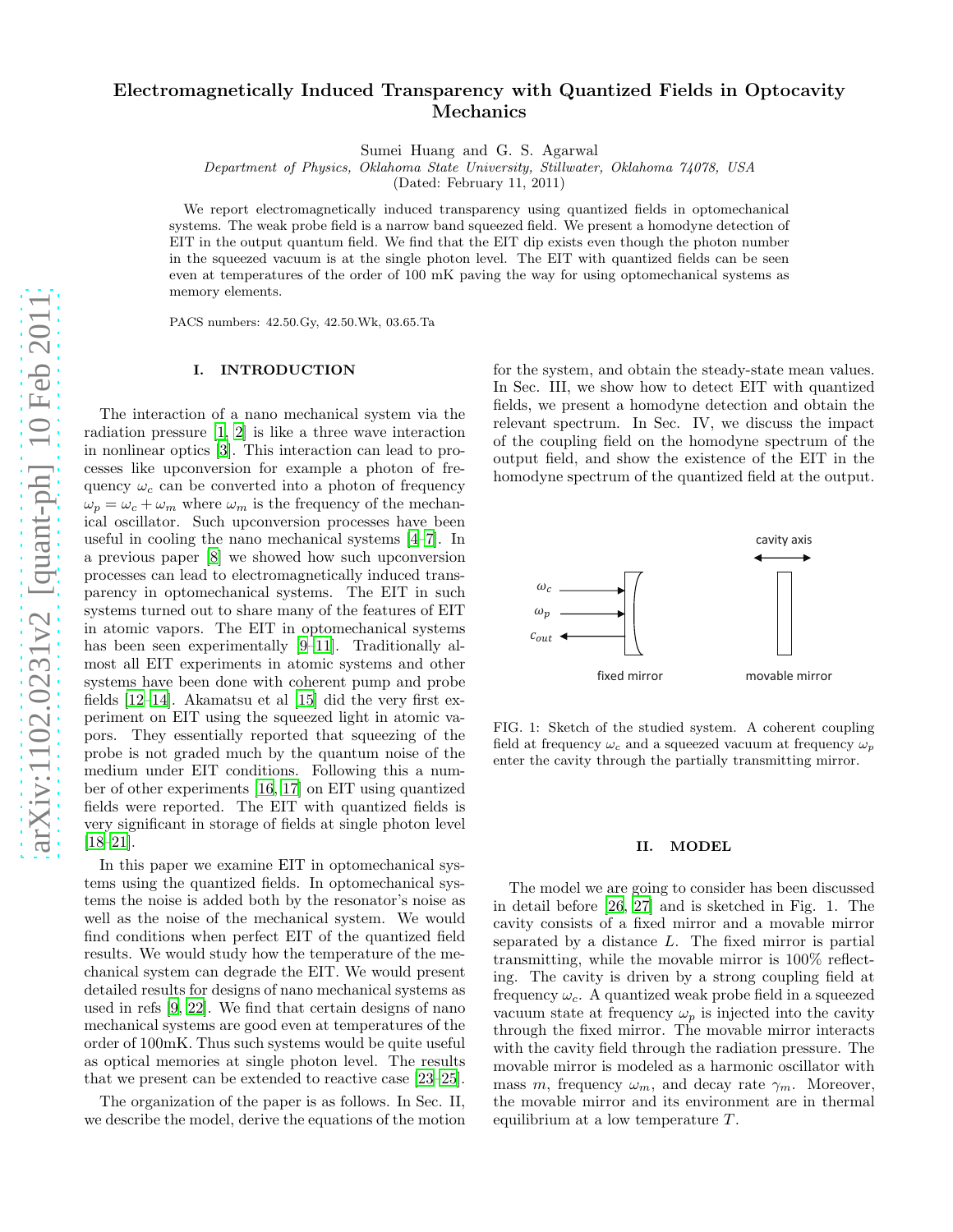# Electromagnetically Induced Transparency with Quantized Fields in Optocavity Mechanics

Sumei Huang and G. S. Agarwal

*Department of Physics, Oklahoma State University, Stillwater, Oklahoma 74078, USA*

(Dated: February 11, 2011)

We report electromagnetically induced transparency using quantized fields in optomechanical systems. The weak probe field is a narrow band squeezed field. We present a homodyne detection of EIT in the output quantum field. We find that the EIT dip exists even though the photon number in the squeezed vacuum is at the single photon level. The EIT with quantized fields can be seen even at temperatures of the order of 100 mK paving the way for using optomechanical systems as memory elements.

PACS numbers: 42.50.Gy, 42.50.Wk, 03.65.Ta

## I. INTRODUCTION

The interaction of a nano mechanical system via the radiation pressure [1, 2] is like a three wave interaction in nonlinear optics [3]. This interaction can lead to processes like upconversion for example a photon of frequency $\omega_c$ can be converted into a photon of frequency $\omega_p = \omega_c + \omega_m$ where $\omega_m$ is the frequency of the mechanical oscillator. Such upconversion processes have been useful in cooling the nano mechanical systems [4–7]. In a previous paper [8] we showed how such upconversion processes can lead to electromagnetically induced transparency in optomechanical systems. The EIT in such systems turned out to share many of the features of EIT in atomic vapors. The EIT in optomechanical systems has been seen experimentally [9–11]. Traditionally almost all EIT experiments in atomic systems and other systems have been done with coherent pump and probe fields [12–14]. Akamatsu et al [15] did the very first experiment on EIT using the squeezed light in atomic vapors. They essentially reported that squeezing of the probe is not graded much by the quantum noise of the medium under EIT conditions. Following this a number of other experiments [16, 17] on EIT using quantized fields were reported. The EIT with quantized fields is very significant in storage of fields at single photon level [18–21].

In this paper we examine EIT in optomechanical systems using the quantized fields. In optomechanical systems the noise is added both by the resonator's noise as well as the noise of the mechanical system. We would find conditions when perfect EIT of the quantized field results. We would study how the temperature of the mechanical system can degrade the EIT. We would present detailed results for designs of nano mechanical systems as used in refs [9, 22]. We find that certain designs of nano mechanical systems are good even at temperatures of the order of 100mK. Thus such systems would be quite useful as optical memories at single photon level. The results that we present can be extended to reactive case [23–25].

The organization of the paper is as follows. In Sec. II, we describe the model, derive the equations of the motion for the system, and obtain the steady-state mean values. In Sec. III, we show how to detect EIT with quantized fields, we present a homodyne detection and obtain the relevant spectrum. In Sec. IV, we discuss the impact of the coupling field on the homodyne spectrum of the output field, and show the existence of the EIT in the homodyne spectrum of the quantized field at the output.

FIG. 1: Sketch of the studied system. A coherent coupling field at frequency $\omega_c$ and a squeezed vacuum at frequency $\omega_p$ enter the cavity through the partially transmitting mirror.

## II. MODEL

The model we are going to consider has been discussed in detail before [26, 27] and is sketched in Fig. 1. The cavity consists of a fixed mirror and a movable mirror separated by a distance $L$. The fixed mirror is partial transmitting, while the movable mirror is 100% reflecting. The cavity is driven by a strong coupling field at frequency $\omega_c$. A quantized weak probe field in a squeezed vacuum state at frequency $\omega_p$ is injected into the cavity through the fixed mirror. The movable mirror interacts with the cavity field through the radiation pressure. The movable mirror is modeled as a harmonic oscillator with mass $m$, frequency $\omega_m$, and decay rate $\gamma_m$. Moreover, the movable mirror and its environment are in thermal equilibrium at a low temperature $T$.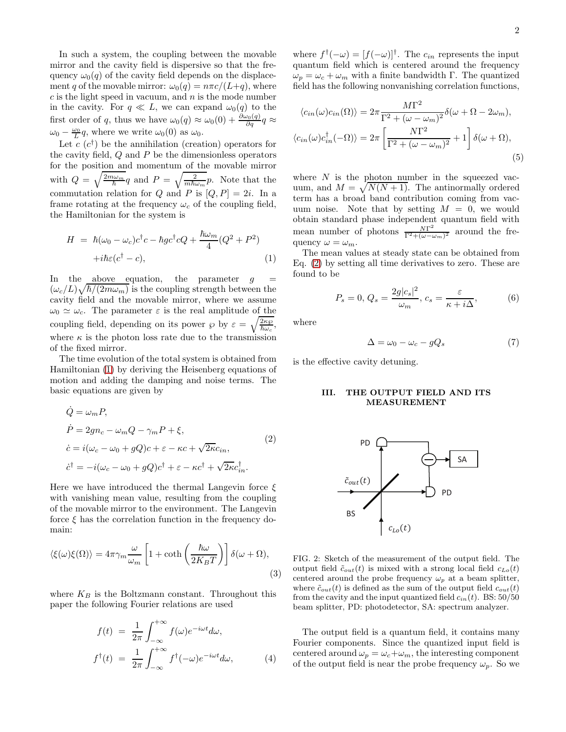In such a system, the coupling between the movable mirror and the cavity field is dispersive so that the frequency $\omega_0(q)$ of the cavity field depends on the displacement $q$ of the movable mirror: $\omega_0(q) = n\pi c/(L+q)$, where $c$ is the light speed in vacuum, and $n$ is the mode number in the cavity. For $q \ll L$, we can expand $\omega_0(q)$ to the first order of $q$, thus we have $\omega_0(q) \approx \omega_0(0) + \frac{\partial \omega_0(q)}{\partial q} q \approx \omega_0 - \frac{\omega_0}{L} q$, where we write $\omega_0(0)$ as $\omega_0$.

Let $c$ ($c^\dagger$) be the annihilation (creation) operators for the cavity field, $Q$ and $P$ be the dimensionless operators for the position and momentum of the movable mirror with $Q = \sqrt{\frac{2m\omega_m}{\hbar}} q$ and $P = \sqrt{\frac{2}{m\hbar\omega_m}} p$. Note that the commutation relation for $Q$ and $P$ is $[Q, P] = 2i$. In a frame rotating at the frequency $\omega_c$ of the coupling field, the Hamiltonian for the system is

$$
\begin{aligned}
H &= \hbar(\omega_0 - \omega_c)c^\dagger c - \hbar g c^\dagger c Q + \frac{\hbar\omega_m}{4}(Q^2 + P^2) \\
&\quad + i\hbar\varepsilon(c^\dagger - c),
\end{aligned} \tag{1}
$$

In the above equation, the parameter $g = (\omega_c/L)\sqrt{\hbar/(2m\omega_m)}$ is the coupling strength between the cavity field and the movable mirror, where we assume $\omega_0 \simeq \omega_c$. The parameter $\varepsilon$ is the real amplitude of the coupling field, depending on its power $\wp$ by $\varepsilon = \sqrt{\frac{2\kappa\wp}{\hbar\omega_c}}$, where $\kappa$ is the photon loss rate due to the transmission of the fixed mirror.

The time evolution of the total system is obtained from Hamiltonian (1) by deriving the Heisenberg equations of motion and adding the damping and noise terms. The basic equations are given by

$$
\begin{aligned}
&\dot{Q} = \omega_m P, \\
&\dot{P} = 2gn_c - \omega_m Q - \gamma_m P + \xi, \\
&\dot{c} = i(\omega_c - \omega_0 + gQ)c + \varepsilon - \kappa c + \sqrt{2\kappa} c_{in}, \\
&\dot{c}^\dagger = -i(\omega_c - \omega_0 + gQ)c^\dagger + \varepsilon - \kappa c^\dagger + \sqrt{2\kappa} c_{in}^\dagger.
\end{aligned} \tag{2}
$$

Here we have introduced the thermal Langevin force $\xi$ with vanishing mean value, resulting from the coupling of the movable mirror to the environment. The Langevin force $\xi$ has the correlation function in the frequency domain:

$$
\langle \xi(\omega)\xi(\Omega) \rangle = 4\pi\gamma_m \frac{\omega}{\omega_m}\left[1 + \coth\left(\frac{\hbar\omega}{2K_BT}\right)\right]\delta(\omega + \Omega), \tag{3}
$$

where $K_B$ is the Boltzmann constant. Throughout this paper the following Fourier relations are used

$$
\begin{aligned}
f(t) &= \frac{1}{2\pi}\int_{-\infty}^{+\infty} f(\omega) e^{-i\omega t} d\omega, \\
f^\dagger(t) &= \frac{1}{2\pi}\int_{-\infty}^{+\infty} f^\dagger(-\omega) e^{-i\omega t} d\omega,
\end{aligned} \tag{4}
$$

where $f^\dagger(-\omega) = [f(-\omega)]^\dagger$. The $c_{in}$ represents the input quantum field which is centered around the frequency $\omega_p = \omega_c + \omega_m$ with a finite bandwidth $\Gamma$. The quantized field has the following nonvanishing correlation functions,

$$
\begin{aligned}
\langle c_{in}(\omega)c_{in}(\Omega) \rangle &= 2\pi \frac{M\Gamma^2}{\Gamma^2 + (\omega - \omega_m)^2}\delta(\omega + \Omega - 2\omega_m), \\
\langle c_{in}(\omega)c_{in}^\dagger(-\Omega) \rangle &= 2\pi\left[\frac{N\Gamma^2}{\Gamma^2 + (\omega - \omega_m)^2} + 1\right]\delta(\omega + \Omega),
\end{aligned} \tag{5}
$$

where $N$ is the photon number in the squeezed vacuum, and $M = \sqrt{N(N+1)}$. The antinormally ordered term has a broad band contribution coming from vacuum noise. Note that by setting $M = 0$, we would obtain standard phase independent quantum field with mean number of photons $\frac{N\Gamma^2}{\Gamma^2 + (\omega - \omega_m)^2}$ around the frequency $\omega = \omega_m$.

The mean values at steady state can be obtained from Eq. (2) by setting all time derivatives to zero. These are found to be

$$
P_s = 0,\ Q_s = \frac{2g|c_s|^2}{\omega_m},\ c_s = \frac{\varepsilon}{\kappa + i\Delta}, \tag{6}
$$

where

$$
\Delta = \omega_0 - \omega_c - gQ_s \tag{7}
$$

is the effective cavity detuning.

## III. THE OUTPUT FIELD AND ITS MEASUREMENT

FIG. 2: Sketch of the measurement of the output field. The output field $\tilde{c}_{out}(t)$ is mixed with a strong local field $c_{Lo}(t)$ centered around the probe frequency $\omega_p$ at a beam splitter, where $\tilde{c}_{out}(t)$ is defined as the sum of the output field $c_{out}(t)$ from the cavity and the input quantized field $c_{in}(t)$. BS: 50/50 beam splitter, PD: photodetector, SA: spectrum analyzer.

The output field is a quantum field, it contains many Fourier components. Since the quantized input field is centered around $\omega_p = \omega_c + \omega_m$, the interesting component of the output field is near the probe frequency $\omega_p$. So we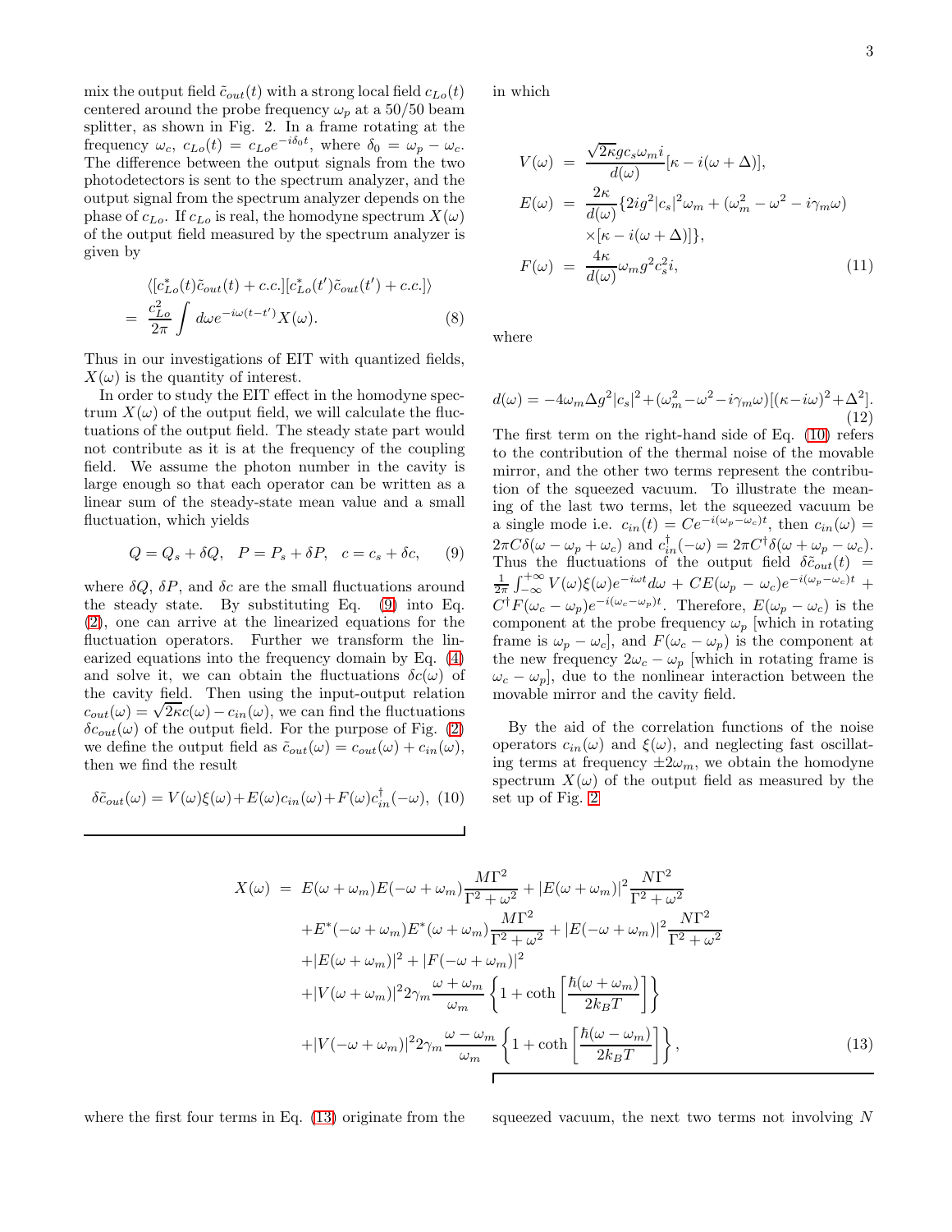mix the output field $\tilde{c}_{out}(t)$ with a strong local field $c_{Lo}(t)$ centered around the probe frequency $\omega_p$ at a 50/50 beam splitter, as shown in Fig. 2. In a frame rotating at the frequency $\omega_c$, $c_{Lo}(t) = c_{Lo}e^{-i\delta_0 t}$, where $\delta_0 = \omega_p - \omega_c$. The difference between the output signals from the two photodetectors is sent to the spectrum analyzer, and the output signal from the spectrum analyzer depends on the phase of $c_{Lo}$. If $c_{Lo}$ is real, the homodyne spectrum $X(\omega)$ of the output field measured by the spectrum analyzer is given by

$$
\begin{aligned}
&\langle [c_{Lo}^*(t)\tilde{c}_{out}(t) + c.c.][c_{Lo}^*(t')\tilde{c}_{out}(t') + c.c.]\rangle \\
&= \frac{c_{Lo}^2}{2\pi}\int d\omega e^{-i\omega(t-t')}X(\omega).
\end{aligned}
\tag{8}
$$

Thus in our investigations of EIT with quantized fields, $X(\omega)$ is the quantity of interest.

In order to study the EIT effect in the homodyne spectrum $X(\omega)$ of the output field, we will calculate the fluctuations of the output field. The steady state part would not contribute as it is at the frequency of the coupling field. We assume the photon number in the cavity is large enough so that each operator can be written as a linear sum of the steady-state mean value and a small fluctuation, which yields

$$
Q = Q_s + \delta Q, \quad P = P_s + \delta P, \quad c = c_s + \delta c, \tag{9}
$$

where $\delta Q$, $\delta P$, and $\delta c$ are the small fluctuations around the steady state. By substituting Eq. (9) into Eq. (2), one can arrive at the linearized equations for the fluctuation operators. Further we transform the linearized equations into the frequency domain by Eq. (4) and solve it, we can obtain the fluctuations $\delta c(\omega)$ of the cavity field. Then using the input-output relation $c_{out}(\omega) = \sqrt{2\kappa}c(\omega) - c_{in}(\omega)$, we can find the fluctuations $\delta c_{out}(\omega)$ of the output field. For the purpose of Fig. (2) we define the output field as $\tilde{c}_{out}(\omega) = c_{out}(\omega) + c_{in}(\omega)$, then we find the result

$$
\delta\tilde{c}_{out}(\omega) = V(\omega)\xi(\omega) + E(\omega)c_{in}(\omega) + F(\omega)c_{in}^\dagger(-\omega), \tag{10}
$$

in which

$$
\begin{aligned}
V(\omega) &= \frac{\sqrt{2\kappa}gc_s\omega_m i}{d(\omega)}[\kappa - i(\omega+\Delta)], \\
E(\omega) &= \frac{2\kappa}{d(\omega)}\{2ig^2|c_s|^2\omega_m + (\omega_m^2 - \omega^2 - i\gamma_m\omega) \\
&\quad \times [\kappa - i(\omega+\Delta)]\}, \\
F(\omega) &= \frac{4\kappa}{d(\omega)}\omega_m g^2 c_s^2 i,
\end{aligned}
\tag{11}
$$

where

$$
d(\omega) = -4\omega_m\Delta g^2|c_s|^2 + (\omega_m^2 - \omega^2 - i\gamma_m\omega)[(\kappa - i\omega)^2 + \Delta^2]. \tag{12}
$$

The first term on the right-hand side of Eq. (10) refers to the contribution of the thermal noise of the movable mirror, and the other two terms represent the contribution of the squeezed vacuum. To illustrate the meaning of the last two terms, let the squeezed vacuum be a single mode i.e. $c_{in}(t) = Ce^{-i(\omega_p-\omega_c)t}$, then $c_{in}(\omega) = 2\pi C\delta(\omega - \omega_p + \omega_c)$ and $c_{in}^\dagger(-\omega) = 2\pi C^\dagger\delta(\omega + \omega_p - \omega_c)$. Thus the fluctuations of the output field $\delta\tilde{c}_{out}(t) = \frac{1}{2\pi}\int_{-\infty}^{+\infty} V(\omega)\xi(\omega)e^{-i\omega t}d\omega + CE(\omega_p - \omega_c)e^{-i(\omega_p-\omega_c)t} + C^\dagger F(\omega_c - \omega_p)e^{-i(\omega_c-\omega_p)t}$. Therefore, $E(\omega_p - \omega_c)$ is the component at the probe frequency $\omega_p$ [which in rotating frame is $\omega_p - \omega_c$], and $F(\omega_c - \omega_p)$ is the component at the new frequency $2\omega_c - \omega_p$ [which in rotating frame is $\omega_c - \omega_p$], due to the nonlinear interaction between the movable mirror and the cavity field.

By the aid of the correlation functions of the noise operators $c_{in}(\omega)$ and $\xi(\omega)$, and neglecting fast oscillating terms at frequency $\pm 2\omega_m$, we obtain the homodyne spectrum $X(\omega)$ of the output field as measured by the set up of Fig. 2

$$
\begin{aligned}
X(\omega) &= E(\omega+\omega_m)E(-\omega+\omega_m)\frac{M\Gamma^2}{\Gamma^2+\omega^2} + |E(\omega+\omega_m)|^2\frac{N\Gamma^2}{\Gamma^2+\omega^2} \\
&\quad + E^*(-\omega+\omega_m)E^*(\omega+\omega_m)\frac{M\Gamma^2}{\Gamma^2+\omega^2} + |E(-\omega+\omega_m)|^2\frac{N\Gamma^2}{\Gamma^2+\omega^2} \\
&\quad + |E(\omega+\omega_m)|^2 + |F(-\omega+\omega_m)|^2 \\
&\quad + |V(\omega+\omega_m)|^2 2\gamma_m\frac{\omega+\omega_m}{\omega_m}\left\{1 + \coth\left[\frac{\hbar(\omega+\omega_m)}{2k_BT}\right]\right\} \\
&\quad + |V(-\omega+\omega_m)|^2 2\gamma_m\frac{\omega-\omega_m}{\omega_m}\left\{1 + \coth\left[\frac{\hbar(\omega-\omega_m)}{2k_BT}\right]\right\},
\end{aligned}
\tag{13}
$$

where the first four terms in Eq. (13) originate from the squeezed vacuum, the next two terms not involving $N$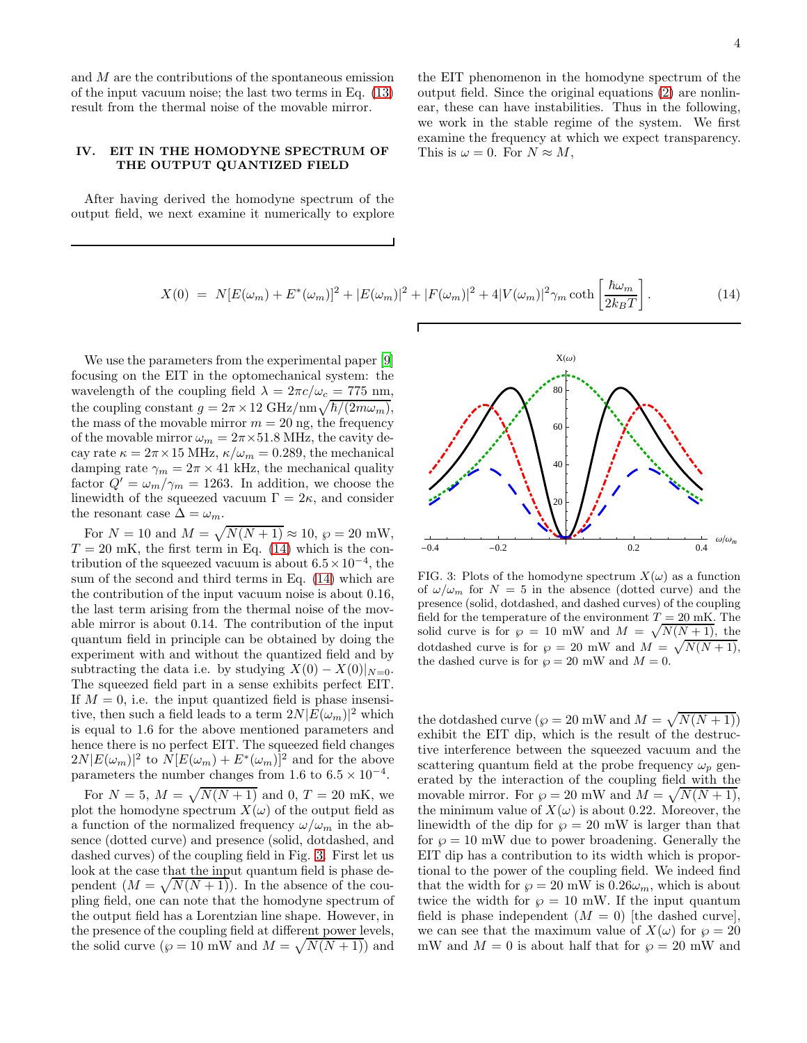and $M$ are the contributions of the spontaneous emission of the input vacuum noise; the last two terms in Eq. (13) result from the thermal noise of the movable mirror.

## IV. EIT IN THE HOMODYNE SPECTRUM OF THE OUTPUT QUANTIZED FIELD

After having derived the homodyne spectrum of the output field, we next examine it numerically to explore the EIT phenomenon in the homodyne spectrum of the output field. Since the original equations (2) are nonlinear, these can have instabilities. Thus in the following, we work in the stable regime of the system. We first examine the frequency at which we expect transparency. This is $\omega = 0$. For $N \approx M$,

$$X(0) = N[E(\omega_m) + E^*(\omega_m)]^2 + |E(\omega_m)|^2 + |F(\omega_m)|^2 + 4|V(\omega_m)|^2\gamma_m \coth\left[\frac{\hbar\omega_m}{2k_BT}\right]. \quad (14)$$

We use the parameters from the experimental paper [9] focusing on the EIT in the optomechanical system: the wavelength of the coupling field $\lambda = 2\pi c/\omega_c = 775$ nm, the coupling constant $g = 2\pi \times 12$ GHz/nm$\sqrt{\hbar/(2m\omega_m)}$, the mass of the movable mirror $m = 20$ ng, the frequency of the movable mirror $\omega_m = 2\pi\times 51.8$ MHz, the cavity decay rate $\kappa = 2\pi\times 15$ MHz, $\kappa/\omega_m = 0.289$, the mechanical damping rate $\gamma_m = 2\pi \times 41$ kHz, the mechanical quality factor $Q' = \omega_m/\gamma_m = 1263$. In addition, we choose the linewidth of the squeezed vacuum $\Gamma = 2\kappa$, and consider the resonant case $\Delta = \omega_m$.

For $N = 10$ and $M = \sqrt{N(N + 1)} \approx 10$, $\wp = 20$ mW, $T = 20$ mK, the first term in Eq. (14) which is the contribution of the squeezed vacuum is about $6.5\times 10^{-4}$, the sum of the second and third terms in Eq. (14) which are the contribution of the input vacuum noise is about 0.16, the last term arising from the thermal noise of the movable mirror is about 0.14. The contribution of the input quantum field in principle can be obtained by doing the experiment with and without the quantized field and by subtracting the data i.e. by studying $X(0) - X(0)|_{N=0}$. The squeezed field part in a sense exhibits perfect EIT. If $M = 0$, i.e. the input quantized field is phase insensitive, then such a field leads to a term $2N|E(\omega_m)|^2$ which is equal to 1.6 for the above mentioned parameters and hence there is no perfect EIT. The squeezed field changes $2N|E(\omega_m)|^2$ to $N[E(\omega_m) + E^*(\omega_m)]^2$ and for the above parameters the number changes from 1.6 to $6.5 \times 10^{-4}$.

For $N = 5$, $M = \sqrt{N(N + 1)}$ and 0, $T = 20$ mK, we plot the homodyne spectrum $X(\omega)$ of the output field as a function of the normalized frequency $\omega/\omega_m$ in the absence (dotted curve) and presence (solid, dotdashed, and dashed curves) of the coupling field in Fig. 3. First let us look at the case that the input quantum field is phase dependent ($M = \sqrt{N(N + 1)}$). In the absence of the coupling field, one can note that the homodyne spectrum of the output field has a Lorentzian line shape. However, in the presence of the coupling field at different power levels, the solid curve ($\wp = 10$ mW and $M = \sqrt{N(N + 1)}$) and the dotdashed curve ($\wp = 20$ mW and $M = \sqrt{N(N + 1)}$) exhibit the EIT dip, which is the result of the destructive interference between the squeezed vacuum and the scattering quantum field at the probe frequency $\omega_p$ generated by the interaction of the coupling field with the movable mirror. For $\wp = 20$ mW and $M = \sqrt{N(N + 1)}$, the minimum value of $X(\omega)$ is about 0.22. Moreover, the linewidth of the dip for $\wp = 20$ mW is larger than that for $\wp = 10$ mW due to power broadening. Generally the EIT dip has a contribution to its width which is proportional to the power of the coupling field. We indeed find that the width for $\wp = 20$ mW is $0.26\omega_m$, which is about twice the width for $\wp = 10$ mW. If the input quantum field is phase independent ($M = 0$) [the dashed curve], we can see that the maximum value of $X(\omega)$ for $\wp = 20$ mW and $M = 0$ is about half that for $\wp = 20$ mW and

FIG. 3: Plots of the homodyne spectrum $X(\omega)$ as a function of $\omega/\omega_m$ for $N = 5$ in the absence (dotted curve) and the presence (solid, dotdashed, and dashed curves) of the coupling field for the temperature of the environment $T = 20$ mK. The solid curve is for $\wp = 10$ mW and $M = \sqrt{N(N + 1)}$, the dotdashed curve is for $\wp = 20$ mW and $M = \sqrt{N(N + 1)}$, the dashed curve is for $\wp = 20$ mW and $M = 0$.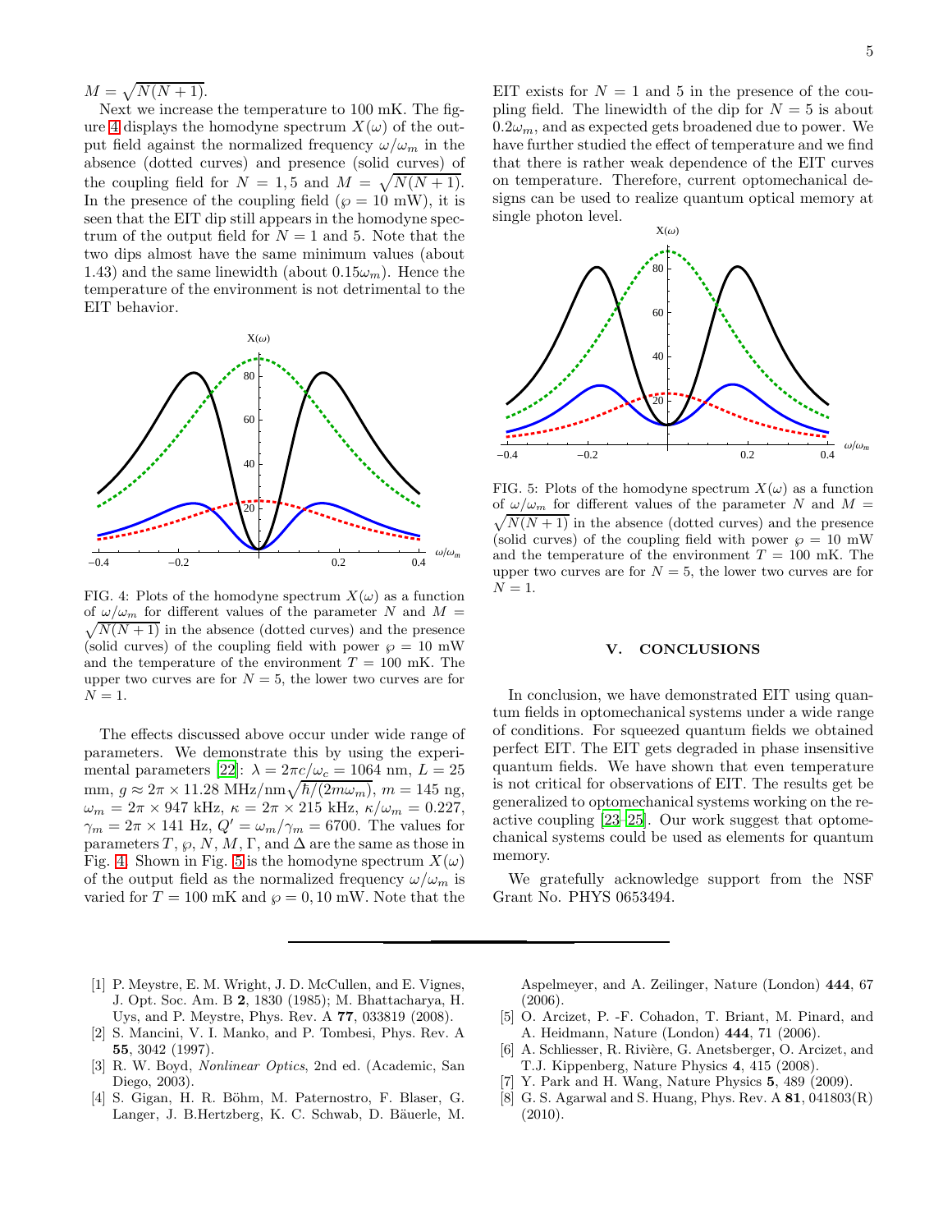$M = \sqrt{N(N+1)}$.

Next we increase the temperature to 100 mK. The figure 4 displays the homodyne spectrum $X(\omega)$ of the output field against the normalized frequency $\omega/\omega_m$ in the absence (dotted curves) and presence (solid curves) of the coupling field for $N = 1, 5$ and $M = \sqrt{N(N+1)}$. In the presence of the coupling field ($\wp = 10$ mW), it is seen that the EIT dip still appears in the homodyne spectrum of the output field for $N = 1$ and 5. Note that the two dips almost have the same minimum values (about 1.43) and the same linewidth (about $0.15\omega_m$). Hence the temperature of the environment is not detrimental to the EIT behavior.

FIG. 4: Plots of the homodyne spectrum $X(\omega)$ as a function of $\omega/\omega_m$ for different values of the parameter $N$ and $M = \sqrt{N(N+1)}$ in the absence (dotted curves) and the presence (solid curves) of the coupling field with power $\wp = 10$ mW and the temperature of the environment $T = 100$ mK. The upper two curves are for $N = 5$, the lower two curves are for $N = 1$.

The effects discussed above occur under wide range of parameters. We demonstrate this by using the experimental parameters [22]: $\lambda = 2\pi c/\omega_c = 1064$ nm, $L = 25$ mm, $g \approx 2\pi \times 11.28$ MHz/nm$\sqrt{\hbar/(2m\omega_m)}$, $m = 145$ ng, $\omega_m = 2\pi \times 947$ kHz, $\kappa = 2\pi \times 215$ kHz, $\kappa/\omega_m = 0.227$, $\gamma_m = 2\pi \times 141$ Hz, $Q' = \omega_m/\gamma_m = 6700$. The values for parameters $T$, $\wp$, $N$, $M$, $\Gamma$, and $\Delta$ are the same as those in Fig. 4. Shown in Fig. 5 is the homodyne spectrum $X(\omega)$ of the output field as the normalized frequency $\omega/\omega_m$ is varied for $T = 100$ mK and $\wp = 0, 10$ mW. Note that the EIT exists for $N = 1$ and 5 in the presence of the coupling field. The linewidth of the dip for $N = 5$ is about $0.2\omega_m$, and as expected gets broadened due to power. We have further studied the effect of temperature and we find that there is rather weak dependence of the EIT curves on temperature. Therefore, current optomechanical designs can be used to realize quantum optical memory at single photon level.

FIG. 5: Plots of the homodyne spectrum $X(\omega)$ as a function of $\omega/\omega_m$ for different values of the parameter $N$ and $M = \sqrt{N(N+1)}$ in the absence (dotted curves) and the presence (solid curves) of the coupling field with power $\wp = 10$ mW and the temperature of the environment $T = 100$ mK. The upper two curves are for $N = 5$, the lower two curves are for $N = 1$.

## V. CONCLUSIONS

In conclusion, we have demonstrated EIT using quantum fields in optomechanical systems under a wide range of conditions. For squeezed quantum fields we obtained perfect EIT. The EIT gets degraded in phase insensitive quantum fields. We have shown that even temperature is not critical for observations of EIT. The results get be generalized to optomechanical systems working on the reactive coupling [23–25]. Our work suggest that optomechanical systems could be used as elements for quantum memory.

We gratefully acknowledge support from the NSF Grant No. PHYS 0653494.

---

[1] P. Meystre, E. M. Wright, J. D. McCullen, and E. Vignes, J. Opt. Soc. Am. B **2**, 1830 (1985); M. Bhattacharya, H. Uys, and P. Meystre, Phys. Rev. A **77**, 033819 (2008).

[2] S. Mancini, V. I. Manko, and P. Tombesi, Phys. Rev. A **55**, 3042 (1997).

[3] R. W. Boyd, *Nonlinear Optics*, 2nd ed. (Academic, San Diego, 2003).

[4] S. Gigan, H. R. Böhm, M. Paternostro, F. Blaser, G. Langer, J. B.Hertzberg, K. C. Schwab, D. Bäuerle, M. Aspelmeyer, and A. Zeilinger, Nature (London) **444**, 67 (2006).

[5] O. Arcizet, P. -F. Cohadon, T. Briant, M. Pinard, and A. Heidmann, Nature (London) **444**, 71 (2006).

[6] A. Schliesser, R. Rivière, G. Anetsberger, O. Arcizet, and T.J. Kippenberg, Nature Physics **4**, 415 (2008).

[7] Y. Park and H. Wang, Nature Physics **5**, 489 (2009).

[8] G. S. Agarwal and S. Huang, Phys. Rev. A **81**, 041803(R) (2010).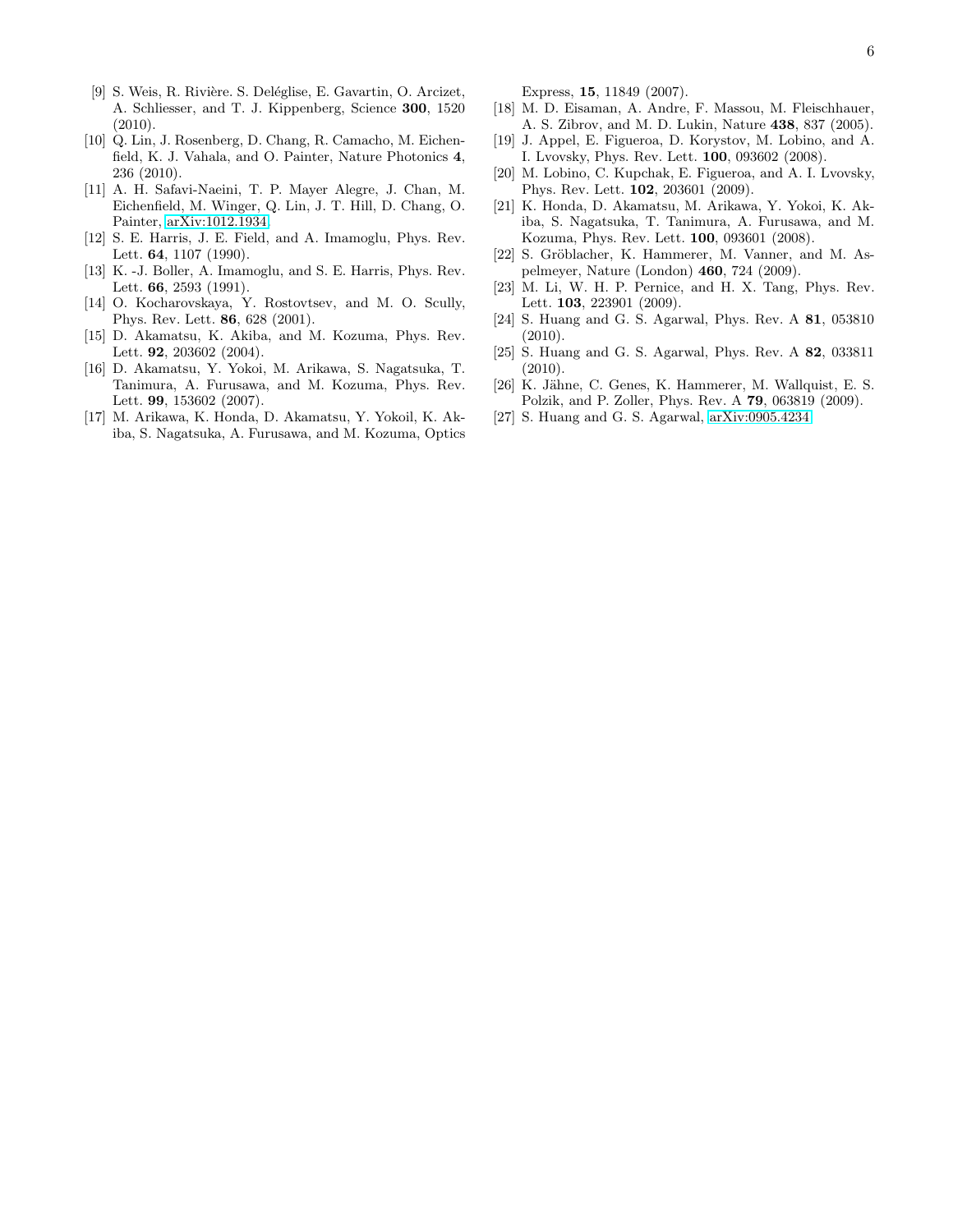[9] S. Weis, R. Rivière. S. Deléglise, E. Gavartin, O. Arcizet, A. Schliesser, and T. J. Kippenberg, Science **300**, 1520 (2010).

[10] Q. Lin, J. Rosenberg, D. Chang, R. Camacho, M. Eichenfield, K. J. Vahala, and O. Painter, Nature Photonics **4**, 236 (2010).

[11] A. H. Safavi-Naeini, T. P. Mayer Alegre, J. Chan, M. Eichenfield, M. Winger, Q. Lin, J. T. Hill, D. Chang, O. Painter, arXiv:1012.1934.

[12] S. E. Harris, J. E. Field, and A. Imamoglu, Phys. Rev. Lett. **64**, 1107 (1990).

[13] K. -J. Boller, A. Imamoglu, and S. E. Harris, Phys. Rev. Lett. **66**, 2593 (1991).

[14] O. Kocharovskaya, Y. Rostovtsev, and M. O. Scully, Phys. Rev. Lett. **86**, 628 (2001).

[15] D. Akamatsu, K. Akiba, and M. Kozuma, Phys. Rev. Lett. **92**, 203602 (2004).

[16] D. Akamatsu, Y. Yokoi, M. Arikawa, S. Nagatsuka, T. Tanimura, A. Furusawa, and M. Kozuma, Phys. Rev. Lett. **99**, 153602 (2007).

[17] M. Arikawa, K. Honda, D. Akamatsu, Y. Yokoil, K. Akiba, S. Nagatsuka, A. Furusawa, and M. Kozuma, Optics Express, **15**, 11849 (2007).

[18] M. D. Eisaman, A. Andre, F. Massou, M. Fleischhauer, A. S. Zibrov, and M. D. Lukin, Nature **438**, 837 (2005).

[19] J. Appel, E. Figueroa, D. Korystov, M. Lobino, and A. I. Lvovsky, Phys. Rev. Lett. **100**, 093602 (2008).

[20] M. Lobino, C. Kupchak, E. Figueroa, and A. I. Lvovsky, Phys. Rev. Lett. **102**, 203601 (2009).

[21] K. Honda, D. Akamatsu, M. Arikawa, Y. Yokoi, K. Akiba, S. Nagatsuka, T. Tanimura, A. Furusawa, and M. Kozuma, Phys. Rev. Lett. **100**, 093601 (2008).

[22] S. Gröblacher, K. Hammerer, M. Vanner, and M. Aspelmeyer, Nature (London) **460**, 724 (2009).

[23] M. Li, W. H. P. Pernice, and H. X. Tang, Phys. Rev. Lett. **103**, 223901 (2009).

[24] S. Huang and G. S. Agarwal, Phys. Rev. A **81**, 053810 (2010).

[25] S. Huang and G. S. Agarwal, Phys. Rev. A **82**, 033811 (2010).

[26] K. Jähne, C. Genes, K. Hammerer, M. Wallquist, E. S. Polzik, and P. Zoller, Phys. Rev. A **79**, 063819 (2009).

[27] S. Huang and G. S. Agarwal, arXiv:0905.4234.